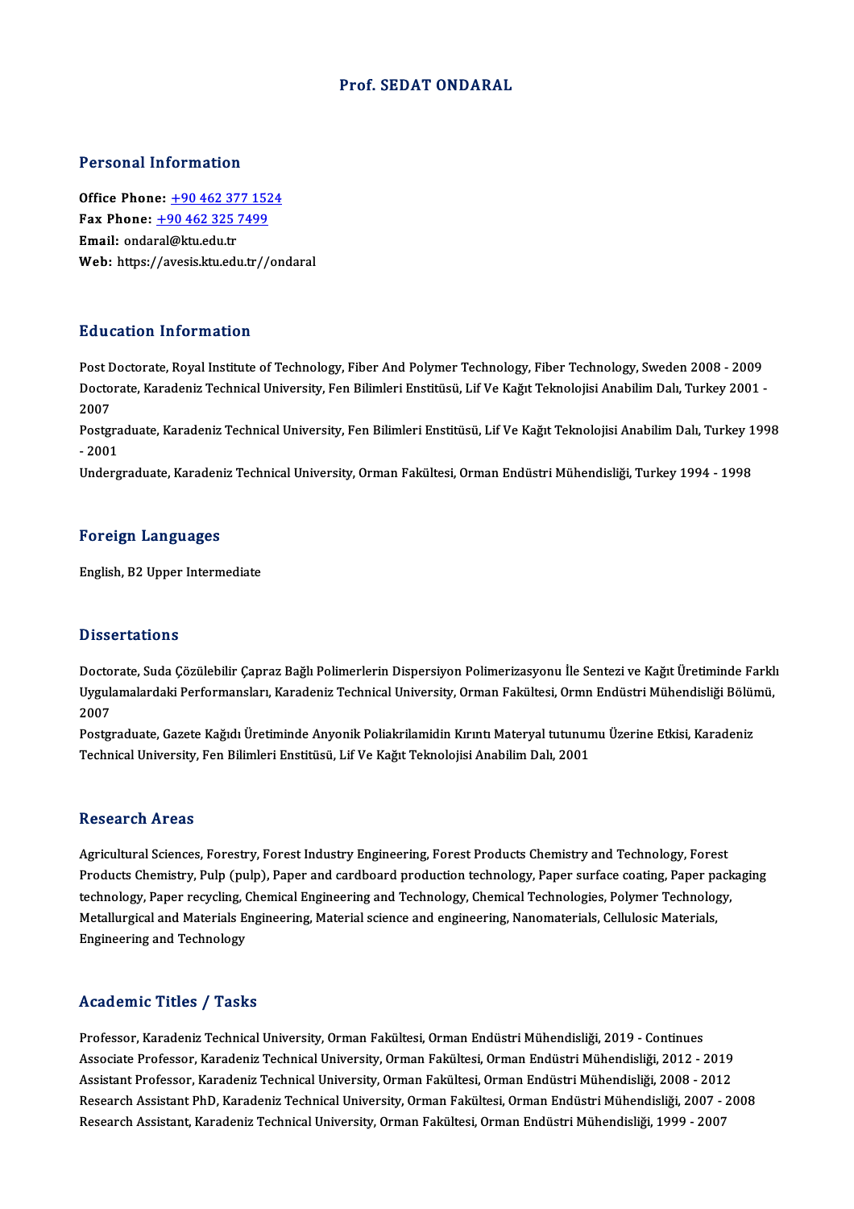# Prof. SEDAT ONDARAL

## Personal Information

**Office Phone:** +90 462 377 1524
**Fax Phone:** +90 462 325 7499
**Email:** ondaral@ktu.edu.tr
**Web:** https://avesis.ktu.edu.tr//ondaral

## Education Information

Post Doctorate, Royal Institute of Technology, Fiber And Polymer Technology, Fiber Technology, Sweden 2008 - 2009
Doctorate, Karadeniz Technical University, Fen Bilimleri Enstitüsü, Lif Ve Kağıt Teknolojisi Anabilim Dalı, Turkey 2001 - 2007
Postgraduate, Karadeniz Technical University, Fen Bilimleri Enstitüsü, Lif Ve Kağıt Teknolojisi Anabilim Dalı, Turkey 1998 - 2001
Undergraduate, Karadeniz Technical University, Orman Fakültesi, Orman Endüstri Mühendisliği, Turkey 1994 - 1998

## Foreign Languages

English, B2 Upper Intermediate

## Dissertations

Doctorate, Suda Çözülebilir Çapraz Bağlı Polimerlerin Dispersiyon Polimerizasyonu İle Sentezi ve Kağıt Üretiminde Farklı Uygulamalardaki Performansları, Karadeniz Technical University, Orman Fakültesi, Ormn Endüstri Mühendisliği Bölümü, 2007
Postgraduate, Gazete Kağıdı Üretiminde Anyonik Poliakrilamidin Kırıntı Materyal tutunumu Üzerine Etkisi, Karadeniz Technical University, Fen Bilimleri Enstitüsü, Lif Ve Kağıt Teknolojisi Anabilim Dalı, 2001

## Research Areas

Agricultural Sciences, Forestry, Forest Industry Engineering, Forest Products Chemistry and Technology, Forest Products Chemistry, Pulp (pulp), Paper and cardboard production technology, Paper surface coating, Paper packaging technology, Paper recycling, Chemical Engineering and Technology, Chemical Technologies, Polymer Technology, Metallurgical and Materials Engineering, Material science and engineering, Nanomaterials, Cellulosic Materials, Engineering and Technology

## Academic Titles / Tasks

Professor, Karadeniz Technical University, Orman Fakültesi, Orman Endüstri Mühendisliği, 2019 - Continues
Associate Professor, Karadeniz Technical University, Orman Fakültesi, Orman Endüstri Mühendisliği, 2012 - 2019
Assistant Professor, Karadeniz Technical University, Orman Fakültesi, Orman Endüstri Mühendisliği, 2008 - 2012
Research Assistant PhD, Karadeniz Technical University, Orman Fakültesi, Orman Endüstri Mühendisliği, 2007 - 2008
Research Assistant, Karadeniz Technical University, Orman Fakültesi, Orman Endüstri Mühendisliği, 1999 - 2007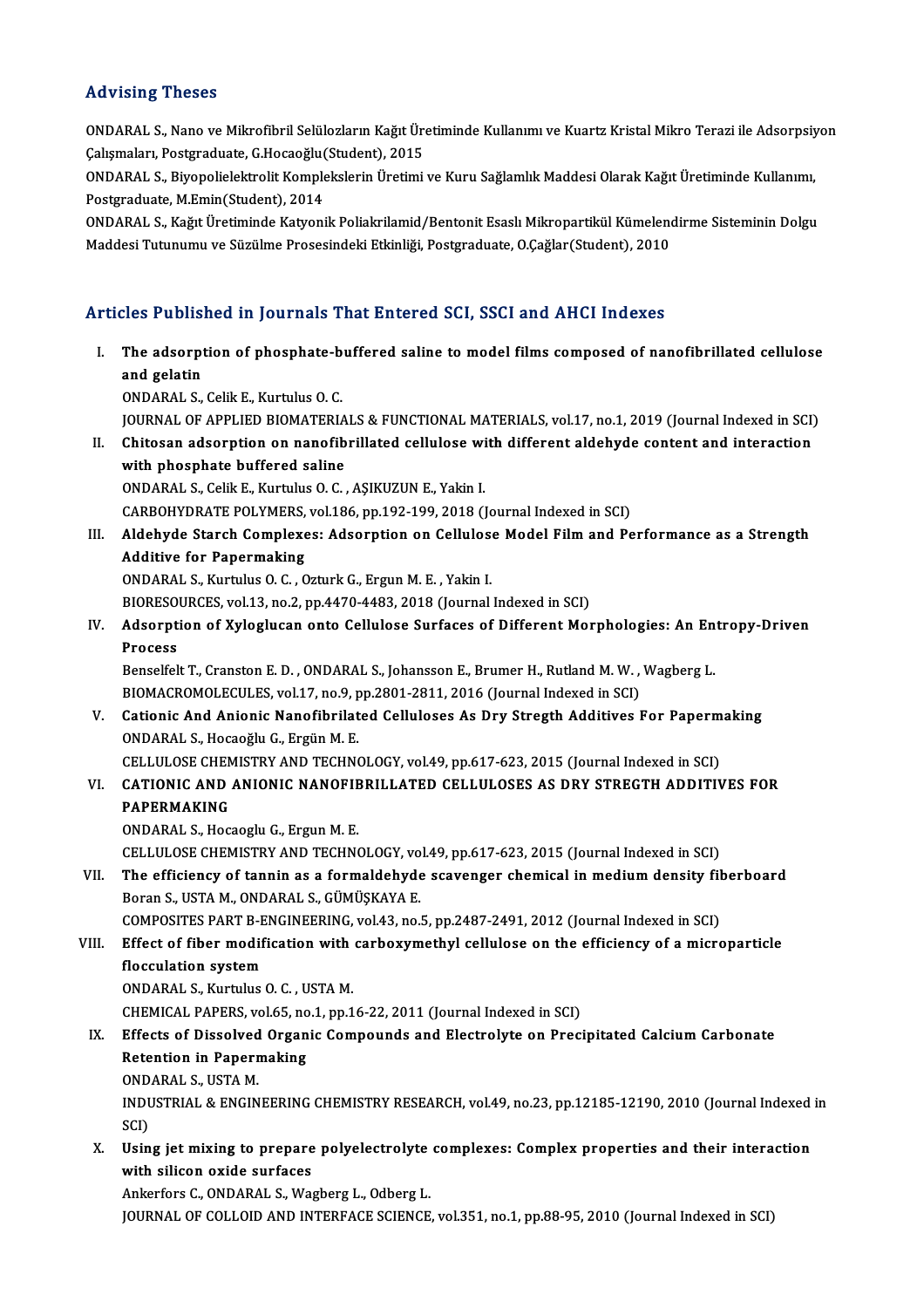## Advising Theses

ONDARAL S., Nano ve Mikrofibril Selülozların Kağıt Üretiminde Kullanımı ve Kuartz Kristal Mikro Terazi ile Adsorpsiyon Çalışmaları, Postgraduate, G.Hocaoğlu(Student), 2015

ONDARAL S., Biyopolielektrolit Komplekslerin Üretimi ve Kuru Sağlamlık Maddesi Olarak Kağıt Üretiminde Kullanımı, Postgraduate, M.Emin(Student), 2014

ONDARAL S., Kağıt Üretiminde Katyonik Poliakrilamid/Bentonit Esaslı Mikropartikül Kümelendirme Sisteminin Dolgu Maddesi Tutunumu ve Süzülme Prosesindeki Etkinliği, Postgraduate, O.Çağlar(Student), 2010

## Articles Published in Journals That Entered SCI, SSCI and AHCI Indexes

I. **The adsorption of phosphate-buffered saline to model films composed of nanofibrillated cellulose and gelatin**
ONDARAL S., Celik E., Kurtulus O. C.
JOURNAL OF APPLIED BIOMATERIALS & FUNCTIONAL MATERIALS, vol.17, no.1, 2019 (Journal Indexed in SCI)

II. **Chitosan adsorption on nanofibrillated cellulose with different aldehyde content and interaction with phosphate buffered saline**
ONDARAL S., Celik E., Kurtulus O. C. , AŞIKUZUN E., Yakin I.
CARBOHYDRATE POLYMERS, vol.186, pp.192-199, 2018 (Journal Indexed in SCI)

III. **Aldehyde Starch Complexes: Adsorption on Cellulose Model Film and Performance as a Strength Additive for Papermaking**
ONDARAL S., Kurtulus O. C. , Ozturk G., Ergun M. E. , Yakin I.
BIORESOURCES, vol.13, no.2, pp.4470-4483, 2018 (Journal Indexed in SCI)

IV. **Adsorption of Xyloglucan onto Cellulose Surfaces of Different Morphologies: An Entropy-Driven Process**
Benselfelt T., Cranston E. D. , ONDARAL S., Johansson E., Brumer H., Rutland M. W. , Wagberg L.
BIOMACROMOLECULES, vol.17, no.9, pp.2801-2811, 2016 (Journal Indexed in SCI)

V. **Cationic And Anionic Nanofibrilated Celluloses As Dry Stregth Additives For Papermaking**
ONDARAL S., Hocaoğlu G., Ergün M. E.
CELLULOSE CHEMISTRY AND TECHNOLOGY, vol.49, pp.617-623, 2015 (Journal Indexed in SCI)

VI. **CATIONIC AND ANIONIC NANOFIBRILLATED CELLULOSES AS DRY STREGTH ADDITIVES FOR PAPERMAKING**
ONDARAL S., Hocaoglu G., Ergun M. E.
CELLULOSE CHEMISTRY AND TECHNOLOGY, vol.49, pp.617-623, 2015 (Journal Indexed in SCI)

VII. **The efficiency of tannin as a formaldehyde scavenger chemical in medium density fiberboard**
Boran S., USTA M., ONDARAL S., GÜMÜŞKAYA E.
COMPOSITES PART B-ENGINEERING, vol.43, no.5, pp.2487-2491, 2012 (Journal Indexed in SCI)

VIII. **Effect of fiber modification with carboxymethyl cellulose on the efficiency of a microparticle flocculation system**
ONDARAL S., Kurtulus O. C. , USTA M.
CHEMICAL PAPERS, vol.65, no.1, pp.16-22, 2011 (Journal Indexed in SCI)

IX. **Effects of Dissolved Organic Compounds and Electrolyte on Precipitated Calcium Carbonate Retention in Papermaking**
ONDARAL S., USTA M.
INDUSTRIAL & ENGINEERING CHEMISTRY RESEARCH, vol.49, no.23, pp.12185-12190, 2010 (Journal Indexed in SCI)

X. **Using jet mixing to prepare polyelectrolyte complexes: Complex properties and their interaction with silicon oxide surfaces**
Ankerfors C., ONDARAL S., Wagberg L., Odberg L.
JOURNAL OF COLLOID AND INTERFACE SCIENCE, vol.351, no.1, pp.88-95, 2010 (Journal Indexed in SCI)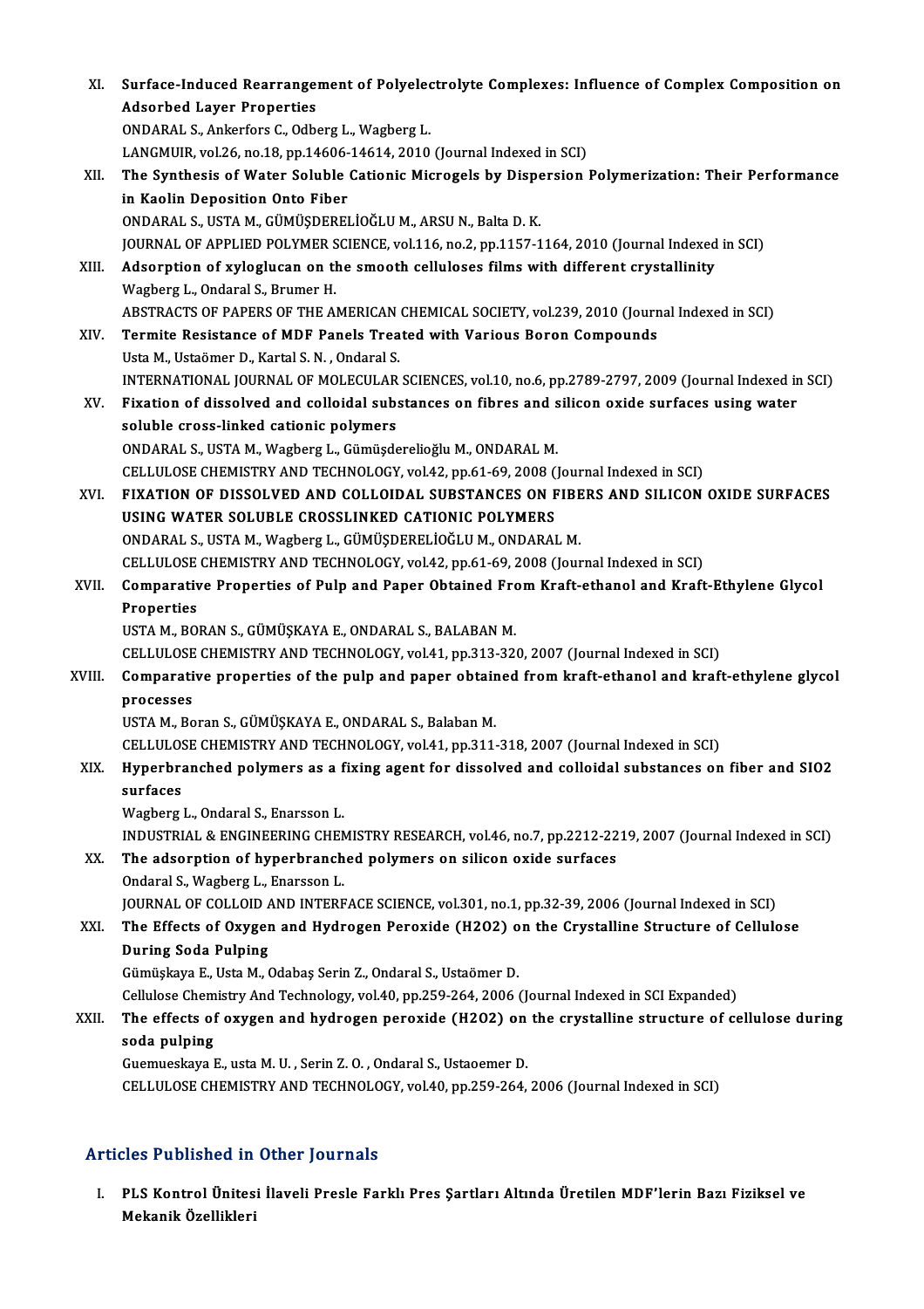XI. **Surface-Induced Rearrangement of Polyelectrolyte Complexes: Influence of Complex Composition on Adsorbed Layer Properties**
ONDARAL S., Ankerfors C., Odberg L., Wagberg L.
LANGMUIR, vol.26, no.18, pp.14606-14614, 2010 (Journal Indexed in SCI)

XII. **The Synthesis of Water Soluble Cationic Microgels by Dispersion Polymerization: Their Performance in Kaolin Deposition Onto Fiber**
ONDARAL S., USTA M., GÜMÜŞDERELİOĞLU M., ARSU N., Balta D. K.
JOURNAL OF APPLIED POLYMER SCIENCE, vol.116, no.2, pp.1157-1164, 2010 (Journal Indexed in SCI)

XIII. **Adsorption of xyloglucan on the smooth celluloses films with different crystallinity**
Wagberg L., Ondaral S., Brumer H.
ABSTRACTS OF PAPERS OF THE AMERICAN CHEMICAL SOCIETY, vol.239, 2010 (Journal Indexed in SCI)

XIV. **Termite Resistance of MDF Panels Treated with Various Boron Compounds**
Usta M., Ustaömer D., Kartal S. N. , Ondaral S.
INTERNATIONAL JOURNAL OF MOLECULAR SCIENCES, vol.10, no.6, pp.2789-2797, 2009 (Journal Indexed in SCI)

XV. **Fixation of dissolved and colloidal substances on fibres and silicon oxide surfaces using water soluble cross-linked cationic polymers**
ONDARAL S., USTA M., Wagberg L., Gümüşderelioğlu M., ONDARAL M.
CELLULOSE CHEMISTRY AND TECHNOLOGY, vol.42, pp.61-69, 2008 (Journal Indexed in SCI)

XVI. **FIXATION OF DISSOLVED AND COLLOIDAL SUBSTANCES ON FIBERS AND SILICON OXIDE SURFACES USING WATER SOLUBLE CROSSLINKED CATIONIC POLYMERS**
ONDARAL S., USTA M., Wagberg L., GÜMÜŞDERELİOĞLU M., ONDARAL M.
CELLULOSE CHEMISTRY AND TECHNOLOGY, vol.42, pp.61-69, 2008 (Journal Indexed in SCI)

XVII. **Comparative Properties of Pulp and Paper Obtained From Kraft-ethanol and Kraft-Ethylene Glycol Properties**
USTA M., BORAN S., GÜMÜŞKAYA E., ONDARAL S., BALABAN M.
CELLULOSE CHEMISTRY AND TECHNOLOGY, vol.41, pp.313-320, 2007 (Journal Indexed in SCI)

XVIII. **Comparative properties of the pulp and paper obtained from kraft-ethanol and kraft-ethylene glycol processes**
USTA M., Boran S., GÜMÜŞKAYA E., ONDARAL S., Balaban M.
CELLULOSE CHEMISTRY AND TECHNOLOGY, vol.41, pp.311-318, 2007 (Journal Indexed in SCI)

XIX. **Hyperbranched polymers as a fixing agent for dissolved and colloidal substances on fiber and SIO2 surfaces**
Wagberg L., Ondaral S., Enarsson L.
INDUSTRIAL & ENGINEERING CHEMISTRY RESEARCH, vol.46, no.7, pp.2212-2219, 2007 (Journal Indexed in SCI)

XX. **The adsorption of hyperbranched polymers on silicon oxide surfaces**
Ondaral S., Wagberg L., Enarsson L.
JOURNAL OF COLLOID AND INTERFACE SCIENCE, vol.301, no.1, pp.32-39, 2006 (Journal Indexed in SCI)

XXI. **The Effects of Oxygen and Hydrogen Peroxide ($H_2O_2$) on the Crystalline Structure of Cellulose During Soda Pulping**
Gümüşkaya E., Usta M., Odabaş Serin Z., Ondaral S., Ustaömer D.
Cellulose Chemistry And Technology, vol.40, pp.259-264, 2006 (Journal Indexed in SCI Expanded)

XXII. **The effects of oxygen and hydrogen peroxide ($H_2O_2$) on the crystalline structure of cellulose during soda pulping**
Guemueskaya E., usta M. U. , Serin Z. O. , Ondaral S., Ustaoemer D.
CELLULOSE CHEMISTRY AND TECHNOLOGY, vol.40, pp.259-264, 2006 (Journal Indexed in SCI)

## Articles Published in Other Journals

I. **PLS Kontrol Ünitesi İlaveli Presle Farklı Pres Şartları Altında Üretilen MDF'lerin Bazı Fiziksel ve Mekanik Özellikleri**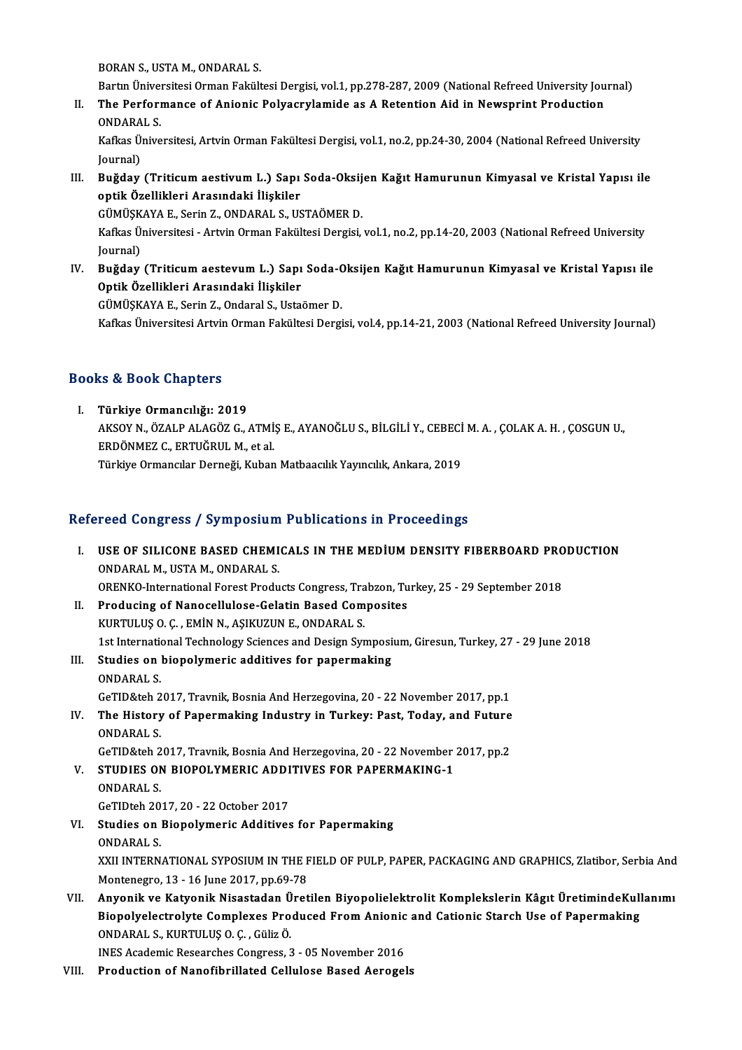BORAN S., USTA M., ONDARAL S.
Bartın Üniversitesi Orman Fakültesi Dergisi, vol.1, pp.278-287, 2009 (National Refreed University Journal)

II. **The Performance of Anionic Polyacrylamide as A Retention Aid in Newsprint Production**
ONDARAL S.
Kafkas Üniversitesi, Artvin Orman Fakültesi Dergisi, vol.1, no.2, pp.24-30, 2004 (National Refreed University Journal)

III. **Buğday (Triticum aestivum L.) Sapı Soda-Oksijen Kağıt Hamurunun Kimyasal ve Kristal Yapısı ile optik Özellikleri Arasındaki İlişkiler**
GÜMÜŞKAYA E., Serin Z., ONDARAL S., USTAÖMER D.
Kafkas Üniversitesi - Artvin Orman Fakültesi Dergisi, vol.1, no.2, pp.14-20, 2003 (National Refreed University Journal)

IV. **Buğday (Triticum aestevum L.) Sapı Soda-Oksijen Kağıt Hamurunun Kimyasal ve Kristal Yapısı ile Optik Özellikleri Arasındaki İlişkiler**
GÜMÜŞKAYA E., Serin Z., Ondaral S., Ustaömer D.
Kafkas Üniversitesi Artvin Orman Fakültesi Dergisi, vol.4, pp.14-21, 2003 (National Refreed University Journal)

## Books & Book Chapters

I. **Türkiye Ormancılığı: 2019**
AKSOY N., ÖZALP ALAGÖZ G., ATMİŞ E., AYANOĞLU S., BİLGİLİ Y., CEBECİ M. A. , ÇOLAK A. H. , ÇOSGUN U., ERDÖNMEZ C., ERTUĞRUL M., et al.
Türkiye Ormancılar Derneği, Kuban Matbaacılık Yayıncılık, Ankara, 2019

## Refereed Congress / Symposium Publications in Proceedings

I. **USE OF SILICONE BASED CHEMICALS IN THE MEDİUM DENSITY FIBERBOARD PRODUCTION**
ONDARAL M., USTA M., ONDARAL S.
ORENKO-International Forest Products Congress, Trabzon, Turkey, 25 - 29 September 2018

II. **Producing of Nanocellulose-Gelatin Based Composites**
KURTULUŞ O. Ç. , EMİN N., AŞIKUZUN E., ONDARAL S.
1st International Technology Sciences and Design Symposium, Giresun, Turkey, 27 - 29 June 2018

III. **Studies on biopolymeric additives for papermaking**
ONDARAL S.
GeTID&teh 2017, Travnik, Bosnia And Herzegovina, 20 - 22 November 2017, pp.1

IV. **The History of Papermaking Industry in Turkey: Past, Today, and Future**
ONDARAL S.
GeTID&teh 2017, Travnik, Bosnia And Herzegovina, 20 - 22 November 2017, pp.2

V. **STUDIES ON BIOPOLYMERIC ADDITIVES FOR PAPERMAKING-1**
ONDARAL S.
GeTIDteh 2017, 20 - 22 October 2017

VI. **Studies on Biopolymeric Additives for Papermaking**
ONDARAL S.
XXII INTERNATIONAL SYPOSIUM IN THE FIELD OF PULP, PAPER, PACKAGING AND GRAPHICS, Zlatibor, Serbia And Montenegro, 13 - 16 June 2017, pp.69-78

VII. **Anyonik ve Katyonik Nisastadan Üretilen Biyopolielektrolit Komplekslerin Kâgıt ÜretimindeKullanımı Biopolyelectrolyte Complexes Produced From Anionic and Cationic Starch Use of Papermaking**
ONDARAL S., KURTULUŞ O. Ç. , Güliz Ö.
INES Academic Researches Congress, 3 - 05 November 2016

VIII. **Production of Nanofibrillated Cellulose Based Aerogels**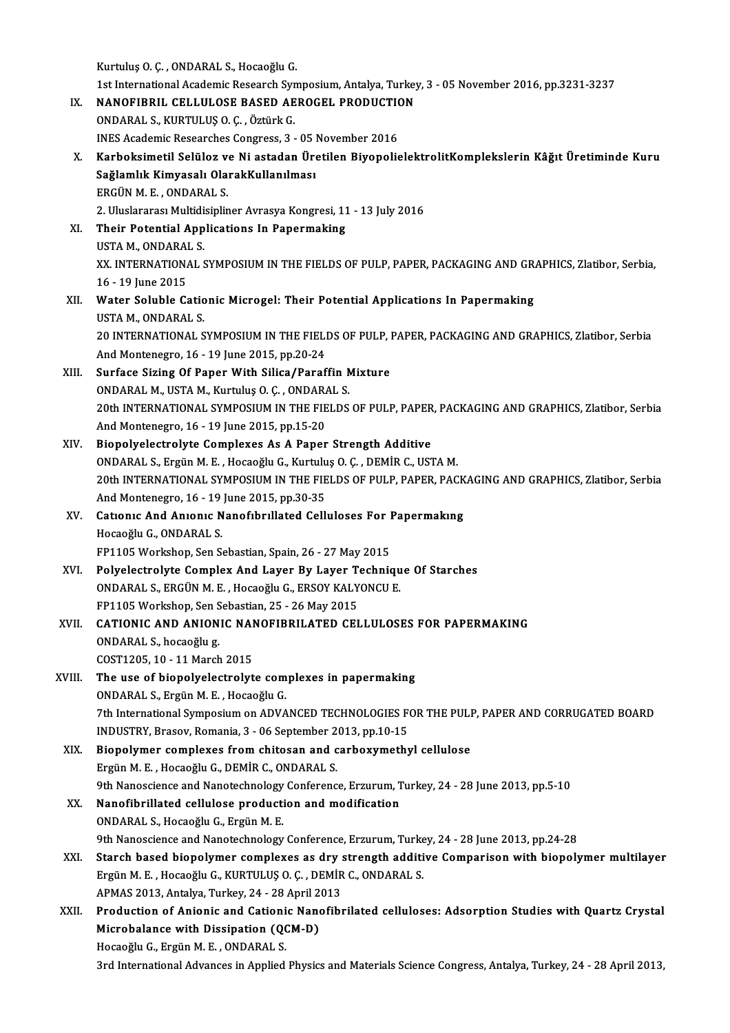Kurtuluş O. Ç. , ONDARAL S., Hocaoğlu G.
1st International Academic Research Symposium, Antalya, Turkey, 3 - 05 November 2016, pp.3231-3237

IX. **NANOFIBRIL CELLULOSE BASED AEROGEL PRODUCTION**
ONDARAL S., KURTULUŞ O. Ç. , Öztürk G.
INES Academic Researches Congress, 3 - 05 November 2016

X. **Karboksimetil Selüloz ve Ni astadan Üretilen BiyopolielektrolitKomplekslerin Kâğıt Üretiminde Kuru Sağlamlık Kimyasalı OlarakKullanılması**
ERGÜN M. E. , ONDARAL S.
2. Uluslararası Multidisipliner Avrasya Kongresi, 11 - 13 July 2016

XI. **Their Potential Applications In Papermaking**
USTA M., ONDARAL S.
XX. INTERNATIONAL SYMPOSIUM IN THE FIELDS OF PULP, PAPER, PACKAGING AND GRAPHICS, Zlatibor, Serbia, 16 - 19 June 2015

XII. **Water Soluble Cationic Microgel: Their Potential Applications In Papermaking**
USTA M., ONDARAL S.
20 INTERNATIONAL SYMPOSIUM IN THE FIELDS OF PULP, PAPER, PACKAGING AND GRAPHICS, Zlatibor, Serbia And Montenegro, 16 - 19 June 2015, pp.20-24

XIII. **Surface Sizing Of Paper With Silica/Paraffin Mixture**
ONDARAL M., USTA M., Kurtuluş O. Ç. , ONDARAL S.
20th INTERNATIONAL SYMPOSIUM IN THE FIELDS OF PULP, PAPER, PACKAGING AND GRAPHICS, Zlatibor, Serbia And Montenegro, 16 - 19 June 2015, pp.15-20

XIV. **Biopolyelectrolyte Complexes As A Paper Strength Additive**
ONDARAL S., Ergün M. E. , Hocaoğlu G., Kurtuluş O. Ç. , DEMİR C., USTA M.
20th INTERNATIONAL SYMPOSIUM IN THE FIELDS OF PULP, PAPER, PACKAGING AND GRAPHICS, Zlatibor, Serbia And Montenegro, 16 - 19 June 2015, pp.30-35

XV. **Catıonıc And Anıonıc Nanofıbrıllated Celluloses For Papermakıng**
Hocaoğlu G., ONDARAL S.
FP1105 Workshop, Sen Sebastian, Spain, 26 - 27 May 2015

XVI. **Polyelectrolyte Complex And Layer By Layer Technique Of Starches**
ONDARAL S., ERGÜN M. E. , Hocaoğlu G., ERSOY KALYONCU E.
FP1105 Workshop, Sen Sebastian, 25 - 26 May 2015

XVII. **CATIONIC AND ANIONIC NANOFIBRILATED CELLULOSES FOR PAPERMAKING**
ONDARAL S., hocaoğlu g.
COST1205, 10 - 11 March 2015

XVIII. **The use of biopolyelectrolyte complexes in papermaking**
ONDARAL S., Ergün M. E. , Hocaoğlu G.
7th International Symposium on ADVANCED TECHNOLOGIES FOR THE PULP, PAPER AND CORRUGATED BOARD INDUSTRY, Brasov, Romania, 3 - 06 September 2013, pp.10-15

XIX. **Biopolymer complexes from chitosan and carboxymethyl cellulose**
Ergün M. E. , Hocaoğlu G., DEMİR C., ONDARAL S.
9th Nanoscience and Nanotechnology Conference, Erzurum, Turkey, 24 - 28 June 2013, pp.5-10

XX. **Nanofibrillated cellulose production and modification**
ONDARAL S., Hocaoğlu G., Ergün M. E.
9th Nanoscience and Nanotechnology Conference, Erzurum, Turkey, 24 - 28 June 2013, pp.24-28

XXI. **Starch based biopolymer complexes as dry strength additive Comparison with biopolymer multilayer**
Ergün M. E. , Hocaoğlu G., KURTULUŞ O. Ç. , DEMİR C., ONDARAL S.
APMAS 2013, Antalya, Turkey, 24 - 28 April 2013

XXII. **Production of Anionic and Cationic Nanofibrilated celluloses: Adsorption Studies with Quartz Crystal Microbalance with Dissipation (QCM-D)**
Hocaoğlu G., Ergün M. E. , ONDARAL S.
3rd International Advances in Applied Physics and Materials Science Congress, Antalya, Turkey, 24 - 28 April 2013,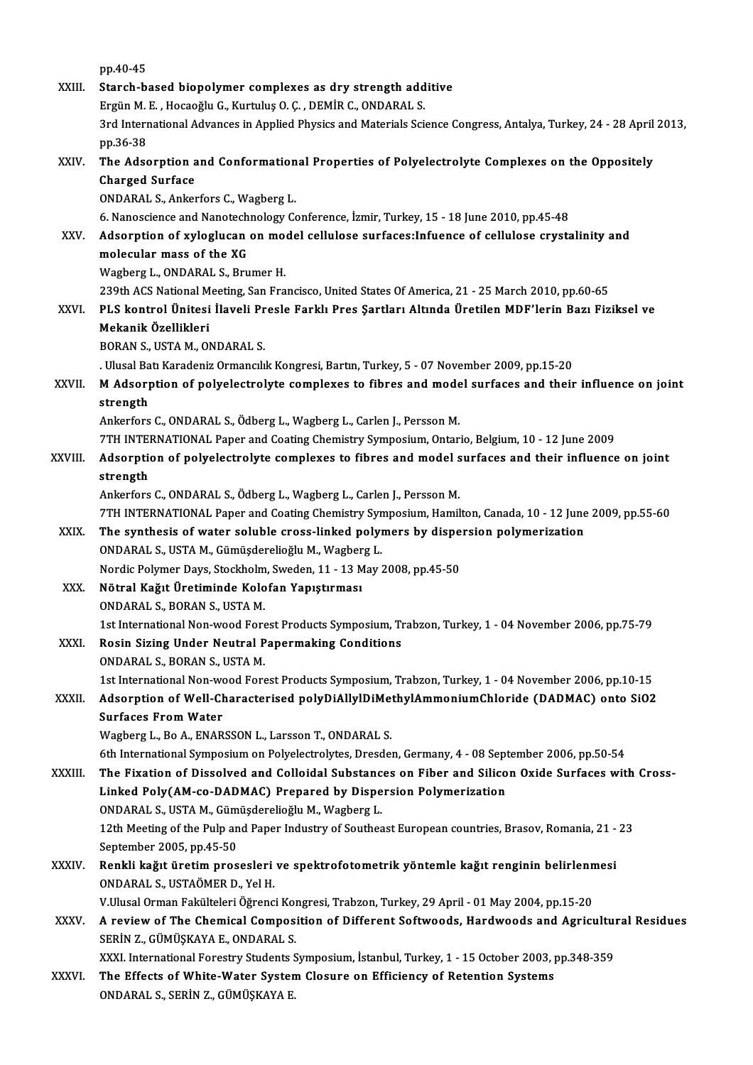pp.40-45

XXIII. **Starch-based biopolymer complexes as dry strength additive**
Ergün M. E. , Hocaoğlu G., Kurtuluş O. Ç. , DEMİR C., ONDARAL S.
3rd International Advances in Applied Physics and Materials Science Congress, Antalya, Turkey, 24 - 28 April 2013, pp.36-38

XXIV. **The Adsorption and Conformational Properties of Polyelectrolyte Complexes on the Oppositely Charged Surface**
ONDARAL S., Ankerfors C., Wagberg L.
6. Nanoscience and Nanotechnology Conference, İzmir, Turkey, 15 - 18 June 2010, pp.45-48

XXV. **Adsorption of xyloglucan on model cellulose surfaces:Infuence of cellulose crystalinity and molecular mass of the XG**
Wagberg L., ONDARAL S., Brumer H.
239th ACS National Meeting, San Francisco, United States Of America, 21 - 25 March 2010, pp.60-65

XXVI. **PLS kontrol Ünitesi İlaveli Presle Farklı Pres Şartları Altında Üretilen MDF'lerin Bazı Fiziksel ve Mekanik Özellikleri**
BORAN S., USTA M., ONDARAL S.
. Ulusal Batı Karadeniz Ormancılık Kongresi, Bartın, Turkey, 5 - 07 November 2009, pp.15-20

XXVII. **M Adsorption of polyelectrolyte complexes to fibres and model surfaces and their influence on joint strength**
Ankerfors C., ONDARAL S., Ödberg L., Wagberg L., Carlen J., Persson M.
7TH INTERNATIONAL Paper and Coating Chemistry Symposium, Ontario, Belgium, 10 - 12 June 2009

XXVIII. **Adsorption of polyelectrolyte complexes to fibres and model surfaces and their influence on joint strength**
Ankerfors C., ONDARAL S., Ödberg L., Wagberg L., Carlen J., Persson M.
7TH INTERNATIONAL Paper and Coating Chemistry Symposium, Hamilton, Canada, 10 - 12 June 2009, pp.55-60

XXIX. **The synthesis of water soluble cross-linked polymers by dispersion polymerization**
ONDARAL S., USTA M., Gümüşderelioğlu M., Wagberg L.
Nordic Polymer Days, Stockholm, Sweden, 11 - 13 May 2008, pp.45-50

XXX. **Nötral Kağıt Üretiminde Kolofan Yapıştırması**
ONDARAL S., BORAN S., USTA M.
1st International Non-wood Forest Products Symposium, Trabzon, Turkey, 1 - 04 November 2006, pp.75-79

XXXI. **Rosin Sizing Under Neutral Papermaking Conditions**
ONDARAL S., BORAN S., USTA M.
1st International Non-wood Forest Products Symposium, Trabzon, Turkey, 1 - 04 November 2006, pp.10-15

XXXII. **Adsorption of Well-Characterised polyDiAllylDiMethylAmmoniumChloride (DADMAC) onto SiO2 Surfaces From Water**
Wagberg L., Bo A., ENARSSON L., Larsson T., ONDARAL S.
6th International Symposium on Polyelectrolytes, Dresden, Germany, 4 - 08 September 2006, pp.50-54

XXXIII. **The Fixation of Dissolved and Colloidal Substances on Fiber and Silicon Oxide Surfaces with Cross-Linked Poly(AM-co-DADMAC) Prepared by Dispersion Polymerization**
ONDARAL S., USTA M., Gümüşderelioğlu M., Wagberg L.
12th Meeting of the Pulp and Paper Industry of Southeast European countries, Brasov, Romania, 21 - 23 September 2005, pp.45-50

XXXIV. **Renkli kağıt üretim prosesleri ve spektrofotometrik yöntemle kağıt renginin belirlenmesi**
ONDARAL S., USTAÖMER D., Yel H.
V.Ulusal Orman Fakülteleri Öğrenci Kongresi, Trabzon, Turkey, 29 April - 01 May 2004, pp.15-20

XXXV. **A review of The Chemical Composition of Different Softwoods, Hardwoods and Agricultural Residues**
SERİN Z., GÜMÜŞKAYA E., ONDARAL S.
XXXI. International Forestry Students Symposium, İstanbul, Turkey, 1 - 15 October 2003, pp.348-359

XXXVI. **The Effects of White-Water System Closure on Efficiency of Retention Systems**
ONDARAL S., SERİN Z., GÜMÜŞKAYA E.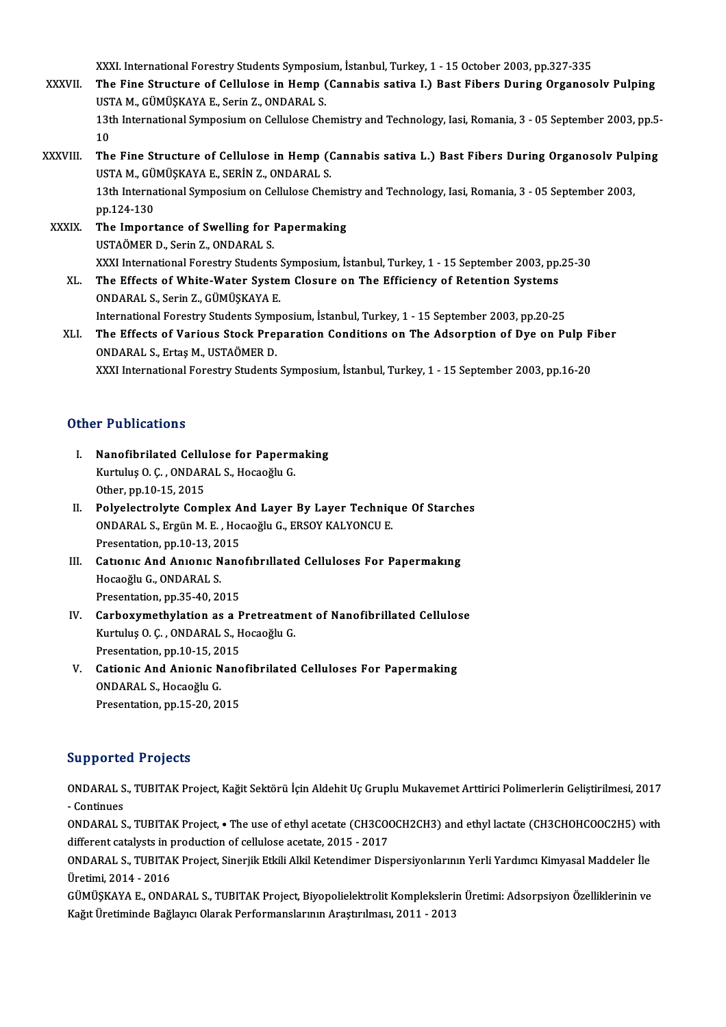XXXI. International Forestry Students Symposium, İstanbul, Turkey, 1 - 15 October 2003, pp.327-335

XXXVII. **The Fine Structure of Cellulose in Hemp (Cannabis sativa I.) Bast Fibers During Organosolv Pulping**
USTA M., GÜMÜŞKAYA E., Serin Z., ONDARAL S.
13th International Symposium on Cellulose Chemistry and Technology, Iasi, Romania, 3 - 05 September 2003, pp.5-10

XXXVIII. **The Fine Structure of Cellulose in Hemp (Cannabis sativa L.) Bast Fibers During Organosolv Pulping**
USTA M., GÜMÜŞKAYA E., SERİN Z., ONDARAL S.
13th International Symposium on Cellulose Chemistry and Technology, Iasi, Romania, 3 - 05 September 2003, pp.124-130

XXXIX. **The Importance of Swelling for Papermaking**
USTAÖMER D., Serin Z., ONDARAL S.
XXXI International Forestry Students Symposium, İstanbul, Turkey, 1 - 15 September 2003, pp.25-30

XL. **The Effects of White-Water System Closure on The Efficiency of Retention Systems**
ONDARAL S., Serin Z., GÜMÜŞKAYA E.
International Forestry Students Symposium, İstanbul, Turkey, 1 - 15 September 2003, pp.20-25

XLI. **The Effects of Various Stock Preparation Conditions on The Adsorption of Dye on Pulp Fiber**
ONDARAL S., Ertaş M., USTAÖMER D.
XXXI International Forestry Students Symposium, İstanbul, Turkey, 1 - 15 September 2003, pp.16-20

## Other Publications

I. **Nanofibrilated Cellulose for Papermaking**
Kurtuluş O. Ç. , ONDARAL S., Hocaoğlu G.
Other, pp.10-15, 2015

II. **Polyelectrolyte Complex And Layer By Layer Technique Of Starches**
ONDARAL S., Ergün M. E. , Hocaoğlu G., ERSOY KALYONCU E.
Presentation, pp.10-13, 2015

III. **Catıonıc And Anıonıc Nanofıbrıllated Celluloses For Papermakıng**
Hocaoğlu G., ONDARAL S.
Presentation, pp.35-40, 2015

IV. **Carboxymethylation as a Pretreatment of Nanofibrillated Cellulose**
Kurtuluş O. Ç. , ONDARAL S., Hocaoğlu G.
Presentation, pp.10-15, 2015

V. **Cationic And Anionic Nanofibrilated Celluloses For Papermaking**
ONDARAL S., Hocaoğlu G.
Presentation, pp.15-20, 2015

## Supported Projects

ONDARAL S., TUBITAK Project, Kağit Sektörü İçin Aldehit Uç Gruplu Mukavemet Arttirici Polimerlerin Geliştirilmesi, 2017 - Continues

ONDARAL S., TUBITAK Project, • The use of ethyl acetate (CH3COOCH2CH3) and ethyl lactate (CH3CHOHCOOC2H5) with different catalysts in production of cellulose acetate, 2015 - 2017

ONDARAL S., TUBITAK Project, Sinerjik Etkili Alkil Ketendimer Dispersiyonlarının Yerli Yardımcı Kimyasal Maddeler İle Üretimi, 2014 - 2016

GÜMÜŞKAYA E., ONDARAL S., TUBITAK Project, Biyopolielektrolit Komplekslerin Üretimi: Adsorpsiyon Özelliklerinin ve Kağıt Üretiminde Bağlayıcı Olarak Performanslarının Araştırılması, 2011 - 2013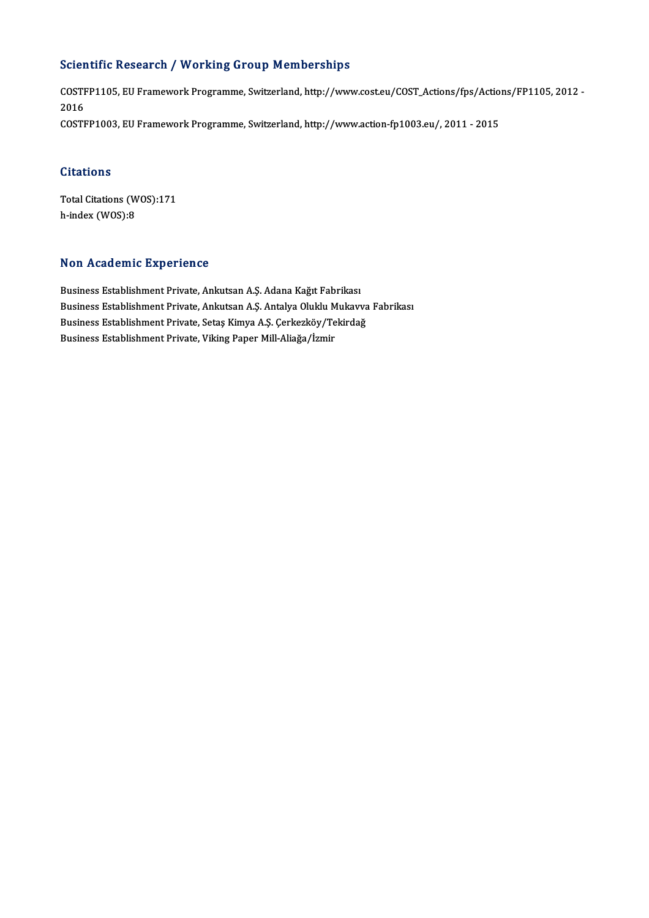## Scientific Research / Working Group Memberships

COSTFP1105, EU Framework Programme, Switzerland, http://www.cost.eu/COST_Actions/fps/Actions/FP1105, 2012 - 2016

COSTFP1003, EU Framework Programme, Switzerland, http://www.action-fp1003.eu/, 2011 - 2015

## Citations

Total Citations (WOS):171
h-index (WOS):8

## Non Academic Experience

Business Establishment Private, Ankutsan A.Ş. Adana Kağıt Fabrikası
Business Establishment Private, Ankutsan A.Ş. Antalya Oluklu Mukavva Fabrikası
Business Establishment Private, Setaş Kimya A.Ş. Çerkezköy/Tekirdağ
Business Establishment Private, Viking Paper Mill-Aliağa/İzmir